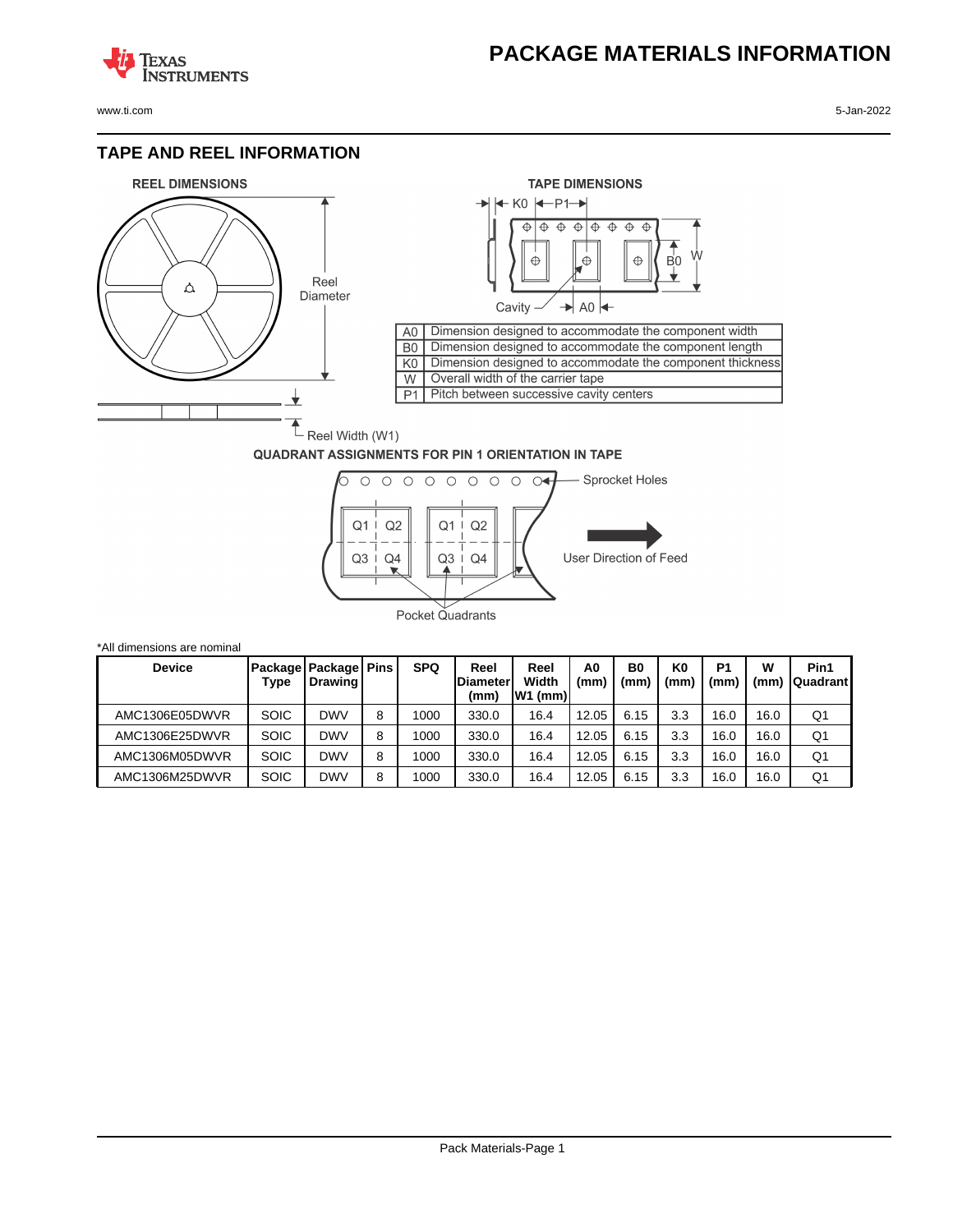# PACKAGE MATERIALS INFORMATION

## TAPE AND REEL INFORMATION

**REEL DIMENSIONS**

Reel Diameter

Reel Width (W1)

**TAPE DIMENSIONS**

K0 P1

B0 W

Cavity A0

| | |
|---|---|
| A0 | Dimension designed to accommodate the component width |
| B0 | Dimension designed to accommodate the component length |
| K0 | Dimension designed to accommodate the component thickness |
| W | Overall width of the carrier tape |
| P1 | Pitch between successive cavity centers |

**QUADRANT ASSIGNMENTS FOR PIN 1 ORIENTATION IN TAPE**

Sprocket Holes

Q1 Q2 Q1 Q2

Q3 Q4 Q3 Q4

User Direction of Feed

Pocket Quadrants

*All dimensions are nominal

| Device | Package Type | Package Drawing | Pins | SPQ | Reel Diameter (mm) | Reel Width W1 (mm) | A0 (mm) | B0 (mm) | K0 (mm) | P1 (mm) | W (mm) | Pin1 Quadrant |
|---|---|---|---|---|---|---|---|---|---|---|---|---|
| AMC1306E05DWVR | SOIC | DWV | 8 | 1000 | 330.0 | 16.4 | 12.05 | 6.15 | 3.3 | 16.0 | 16.0 | Q1 |
| AMC1306E25DWVR | SOIC | DWV | 8 | 1000 | 330.0 | 16.4 | 12.05 | 6.15 | 3.3 | 16.0 | 16.0 | Q1 |
| AMC1306M05DWVR | SOIC | DWV | 8 | 1000 | 330.0 | 16.4 | 12.05 | 6.15 | 3.3 | 16.0 | 16.0 | Q1 |
| AMC1306M25DWVR | SOIC | DWV | 8 | 1000 | 330.0 | 16.4 | 12.05 | 6.15 | 3.3 | 16.0 | 16.0 | Q1 |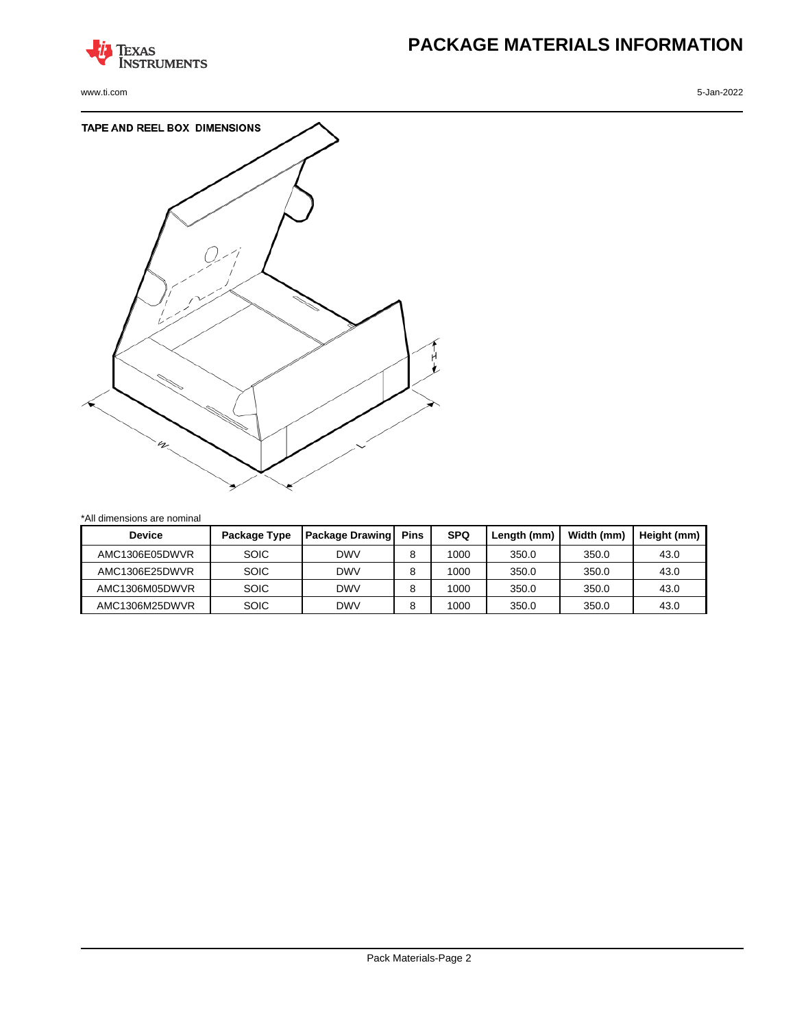# PACKAGE MATERIALS INFORMATION

## TAPE AND REEL BOX DIMENSIONS

*All dimensions are nominal

| Device | Package Type | Package Drawing | Pins | SPQ | Length (mm) | Width (mm) | Height (mm) |
|---|---|---|---|---|---|---|---|
| AMC1306E05DWVR | SOIC | DWV | 8 | 1000 | 350.0 | 350.0 | 43.0 |
| AMC1306E25DWVR | SOIC | DWV | 8 | 1000 | 350.0 | 350.0 | 43.0 |
| AMC1306M05DWVR | SOIC | DWV | 8 | 1000 | 350.0 | 350.0 | 43.0 |
| AMC1306M25DWVR | SOIC | DWV | 8 | 1000 | 350.0 | 350.0 | 43.0 |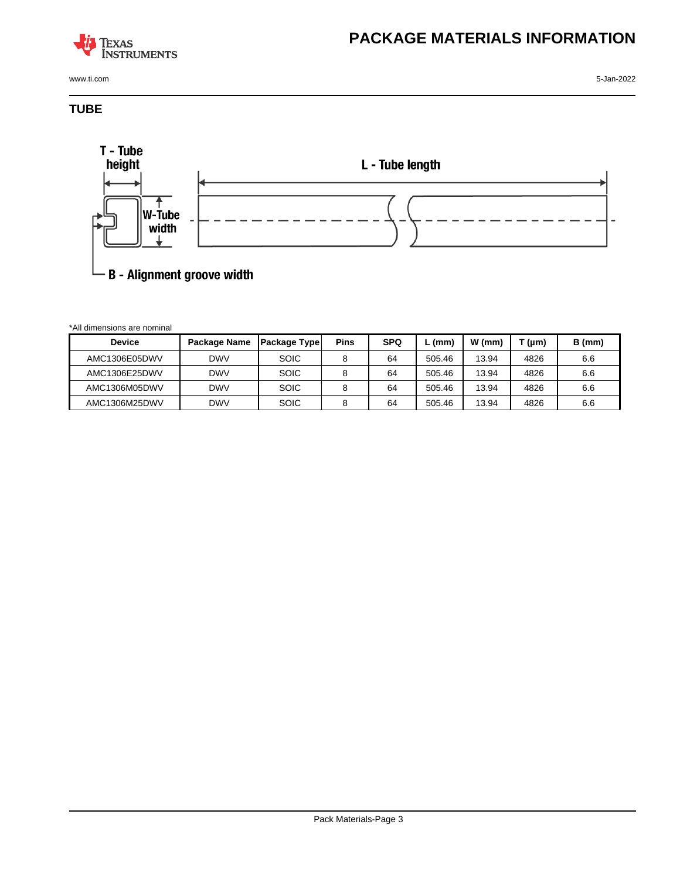## TUBE

T - Tube height

L - Tube length

W-Tube width

B - Alignment groove width

*All dimensions are nominal

| Device | Package Name | Package Type | Pins | SPQ | L (mm) | W (mm) | T (µm) | B (mm) |
|---|---|---|---|---|---|---|---|---|
| AMC1306E05DWV | DWV | SOIC | 8 | 64 | 505.46 | 13.94 | 4826 | 6.6 |
| AMC1306E25DWV | DWV | SOIC | 8 | 64 | 505.46 | 13.94 | 4826 | 6.6 |
| AMC1306M05DWV | DWV | SOIC | 8 | 64 | 505.46 | 13.94 | 4826 | 6.6 |
| AMC1306M25DWV | DWV | SOIC | 8 | 64 | 505.46 | 13.94 | 4826 | 6.6 |